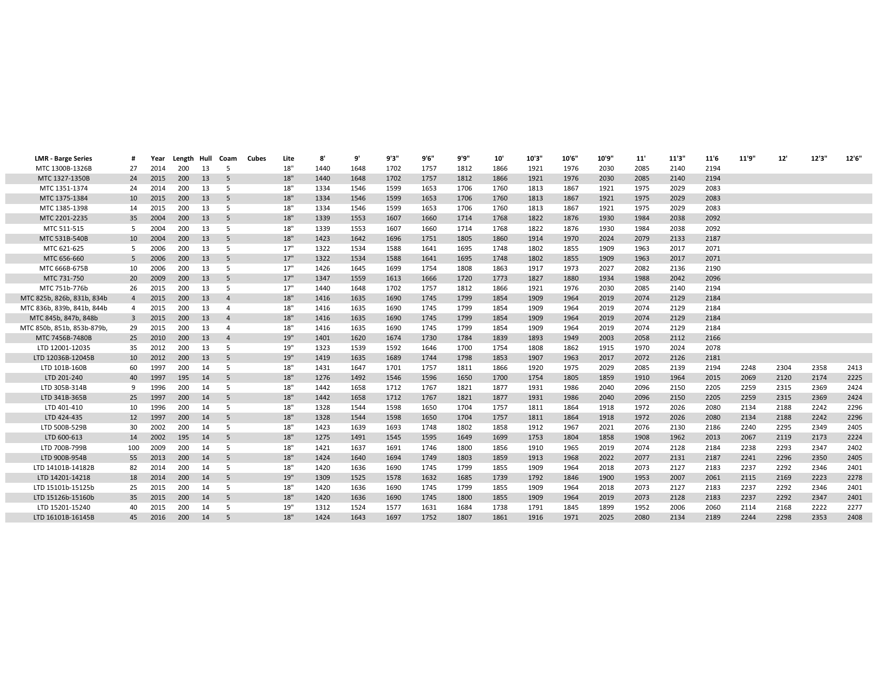| LMR - Barge Series | # | Year | Length | Hull | Coam | Cubes | Lite | 8' | 9' | 9'3" | 9'6" | 9'9" | 10' | 10'3" | 10'6" | 10'9" | 11' | 11'3" | 11'6 | 11'9" | 12' | 12'3" | 12'6" |
|---|---|---|---|---|---|---|---|---|---|---|---|---|---|---|---|---|---|---|---|---|---|---|---|
| MTC 1300B-1326B | 27 | 2014 | 200 | 13 | 5 | | 18" | 1440 | 1648 | 1702 | 1757 | 1812 | 1866 | 1921 | 1976 | 2030 | 2085 | 2140 | 2194 | | | | |
| MTC 1327-1350B | 24 | 2015 | 200 | 13 | 5 | | 18" | 1440 | 1648 | 1702 | 1757 | 1812 | 1866 | 1921 | 1976 | 2030 | 2085 | 2140 | 2194 | | | | |
| MTC 1351-1374 | 24 | 2014 | 200 | 13 | 5 | | 18" | 1334 | 1546 | 1599 | 1653 | 1706 | 1760 | 1813 | 1867 | 1921 | 1975 | 2029 | 2083 | | | | |
| MTC 1375-1384 | 10 | 2015 | 200 | 13 | 5 | | 18" | 1334 | 1546 | 1599 | 1653 | 1706 | 1760 | 1813 | 1867 | 1921 | 1975 | 2029 | 2083 | | | | |
| MTC 1385-1398 | 14 | 2015 | 200 | 13 | 5 | | 18" | 1334 | 1546 | 1599 | 1653 | 1706 | 1760 | 1813 | 1867 | 1921 | 1975 | 2029 | 2083 | | | | |
| MTC 2201-2235 | 35 | 2004 | 200 | 13 | 5 | | 18" | 1339 | 1553 | 1607 | 1660 | 1714 | 1768 | 1822 | 1876 | 1930 | 1984 | 2038 | 2092 | | | | |
| MTC 511-515 | 5 | 2004 | 200 | 13 | 5 | | 18" | 1339 | 1553 | 1607 | 1660 | 1714 | 1768 | 1822 | 1876 | 1930 | 1984 | 2038 | 2092 | | | | |
| MTC 531B-540B | 10 | 2004 | 200 | 13 | 5 | | 18" | 1423 | 1642 | 1696 | 1751 | 1805 | 1860 | 1914 | 1970 | 2024 | 2079 | 2133 | 2187 | | | | |
| MTC 621-625 | 5 | 2006 | 200 | 13 | 5 | | 17" | 1322 | 1534 | 1588 | 1641 | 1695 | 1748 | 1802 | 1855 | 1909 | 1963 | 2017 | 2071 | | | | |
| MTC 656-660 | 5 | 2006 | 200 | 13 | 5 | | 17" | 1322 | 1534 | 1588 | 1641 | 1695 | 1748 | 1802 | 1855 | 1909 | 1963 | 2017 | 2071 | | | | |
| MTC 666B-675B | 10 | 2006 | 200 | 13 | 5 | | 18" | 1426 | 1645 | 1699 | 1754 | 1808 | 1863 | 1917 | 1973 | 2027 | 2082 | 2136 | 2190 | | | | |
| MTC 731-750 | 20 | 2009 | 200 | 13 | 5 | | 17" | 1347 | 1559 | 1613 | 1666 | 1720 | 1773 | 1827 | 1880 | 1934 | 1988 | 2042 | 2096 | | | | |
| MTC 751b-776b | 26 | 2015 | 200 | 13 | 5 | | 17" | 1440 | 1648 | 1702 | 1757 | 1812 | 1866 | 1921 | 1976 | 2030 | 2085 | 2140 | 2194 | | | | |
| MTC 825b, 826b, 831b, 834b | 4 | 2015 | 200 | 13 | 4 | | 18" | 1416 | 1635 | 1690 | 1745 | 1799 | 1854 | 1909 | 1964 | 2019 | 2074 | 2129 | 2184 | | | | |
| MTC 836b, 839b, 841b, 844b | 4 | 2015 | 200 | 13 | 4 | | 18" | 1416 | 1635 | 1690 | 1745 | 1799 | 1854 | 1909 | 1964 | 2019 | 2074 | 2129 | 2184 | | | | |
| MTC 845b, 847b, 848b | 3 | 2015 | 200 | 13 | 4 | | 18" | 1416 | 1635 | 1690 | 1745 | 1799 | 1854 | 1909 | 1964 | 2019 | 2074 | 2129 | 2184 | | | | |
| MTC 850b, 851b, 853b-879b, | 29 | 2015 | 200 | 13 | 4 | | 18" | 1416 | 1635 | 1690 | 1745 | 1799 | 1854 | 1909 | 1964 | 2019 | 2074 | 2129 | 2184 | | | | |
| MTC 7456B-7480B | 25 | 2010 | 200 | 13 | 4 | | 19" | 1401 | 1620 | 1674 | 1730 | 1784 | 1839 | 1893 | 1949 | 2003 | 2058 | 2112 | 2166 | | | | |
| LTD 12001-12035 | 35 | 2012 | 200 | 13 | 5 | | 19" | 1323 | 1539 | 1592 | 1646 | 1700 | 1754 | 1808 | 1862 | 1915 | 1970 | 2024 | 2078 | | | | |
| LTD 12036B-12045B | 10 | 2012 | 200 | 13 | 5 | | 19" | 1419 | 1635 | 1689 | 1744 | 1798 | 1853 | 1907 | 1963 | 2017 | 2072 | 2126 | 2181 | | | | |
| LTD 101B-160B | 60 | 1997 | 200 | 14 | 5 | | 18" | 1431 | 1647 | 1701 | 1757 | 1811 | 1866 | 1920 | 1975 | 2029 | 2085 | 2139 | 2194 | 2248 | 2304 | 2358 | 2413 |
| LTD 201-240 | 40 | 1997 | 195 | 14 | 5 | | 18" | 1276 | 1492 | 1546 | 1596 | 1650 | 1700 | 1754 | 1805 | 1859 | 1910 | 1964 | 2015 | 2069 | 2120 | 2174 | 2225 |
| LTD 305B-314B | 9 | 1996 | 200 | 14 | 5 | | 18" | 1442 | 1658 | 1712 | 1767 | 1821 | 1877 | 1931 | 1986 | 2040 | 2096 | 2150 | 2205 | 2259 | 2315 | 2369 | 2424 |
| LTD 341B-365B | 25 | 1997 | 200 | 14 | 5 | | 18" | 1442 | 1658 | 1712 | 1767 | 1821 | 1877 | 1931 | 1986 | 2040 | 2096 | 2150 | 2205 | 2259 | 2315 | 2369 | 2424 |
| LTD 401-410 | 10 | 1996 | 200 | 14 | 5 | | 18" | 1328 | 1544 | 1598 | 1650 | 1704 | 1757 | 1811 | 1864 | 1918 | 1972 | 2026 | 2080 | 2134 | 2188 | 2242 | 2296 |
| LTD 424-435 | 12 | 1997 | 200 | 14 | 5 | | 18" | 1328 | 1544 | 1598 | 1650 | 1704 | 1757 | 1811 | 1864 | 1918 | 1972 | 2026 | 2080 | 2134 | 2188 | 2242 | 2296 |
| LTD 500B-529B | 30 | 2002 | 200 | 14 | 5 | | 18" | 1423 | 1639 | 1693 | 1748 | 1802 | 1858 | 1912 | 1967 | 2021 | 2076 | 2130 | 2186 | 2240 | 2295 | 2349 | 2405 |
| LTD 600-613 | 14 | 2002 | 195 | 14 | 5 | | 18" | 1275 | 1491 | 1545 | 1595 | 1649 | 1699 | 1753 | 1804 | 1858 | 1908 | 1962 | 2013 | 2067 | 2119 | 2173 | 2224 |
| LTD 700B-799B | 100 | 2009 | 200 | 14 | 5 | | 18" | 1421 | 1637 | 1691 | 1746 | 1800 | 1856 | 1910 | 1965 | 2019 | 2074 | 2128 | 2184 | 2238 | 2293 | 2347 | 2402 |
| LTD 900B-954B | 55 | 2013 | 200 | 14 | 5 | | 18" | 1424 | 1640 | 1694 | 1749 | 1803 | 1859 | 1913 | 1968 | 2022 | 2077 | 2131 | 2187 | 2241 | 2296 | 2350 | 2405 |
| LTD 14101B-14182B | 82 | 2014 | 200 | 14 | 5 | | 18" | 1420 | 1636 | 1690 | 1745 | 1799 | 1855 | 1909 | 1964 | 2018 | 2073 | 2127 | 2183 | 2237 | 2292 | 2346 | 2401 |
| LTD 14201-14218 | 18 | 2014 | 200 | 14 | 5 | | 19" | 1309 | 1525 | 1578 | 1632 | 1685 | 1739 | 1792 | 1846 | 1900 | 1953 | 2007 | 2061 | 2115 | 2169 | 2223 | 2278 |
| LTD 15101b-15125b | 25 | 2015 | 200 | 14 | 5 | | 18" | 1420 | 1636 | 1690 | 1745 | 1799 | 1855 | 1909 | 1964 | 2018 | 2073 | 2127 | 2183 | 2237 | 2292 | 2346 | 2401 |
| LTD 15126b-15160b | 35 | 2015 | 200 | 14 | 5 | | 18" | 1420 | 1636 | 1690 | 1745 | 1800 | 1855 | 1909 | 1964 | 2019 | 2073 | 2128 | 2183 | 2237 | 2292 | 2347 | 2401 |
| LTD 15201-15240 | 40 | 2015 | 200 | 14 | 5 | | 19" | 1312 | 1524 | 1577 | 1631 | 1684 | 1738 | 1791 | 1845 | 1899 | 1952 | 2006 | 2060 | 2114 | 2168 | 2222 | 2277 |
| LTD 16101B-16145B | 45 | 2016 | 200 | 14 | 5 | | 18" | 1424 | 1643 | 1697 | 1752 | 1807 | 1861 | 1916 | 1971 | 2025 | 2080 | 2134 | 2189 | 2244 | 2298 | 2353 | 2408 |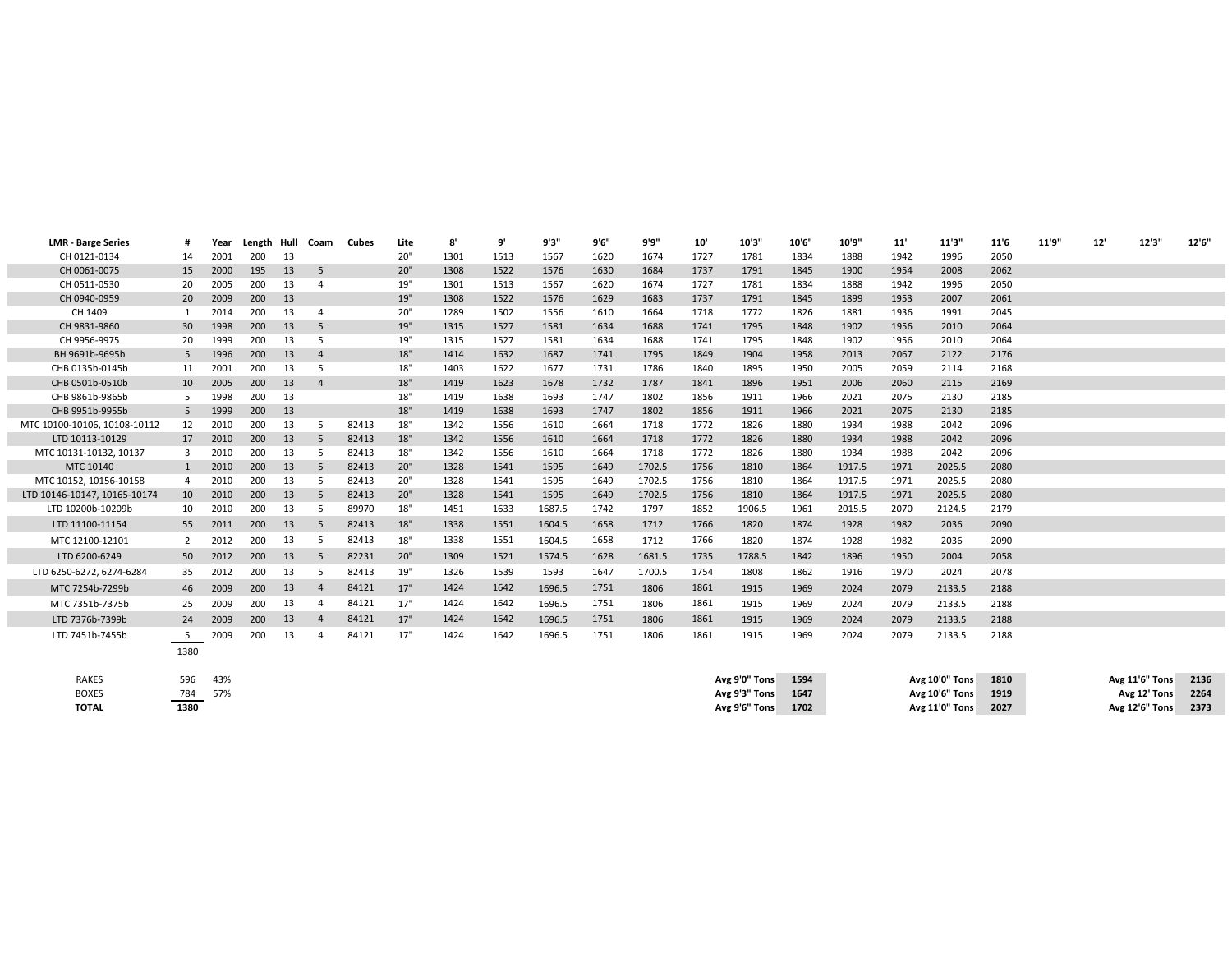| LMR - Barge Series | # | Year | Length | Hull | Coam | Cubes | Lite | 8' | 9' | 9'3" | 9'6" | 9'9" | 10' | 10'3" | 10'6" | 10'9" | 11' | 11'3" | 11'6 | 11'9" | 12' | 12'3" | 12'6" |
|---|---|---|---|---|---|---|---|---|---|---|---|---|---|---|---|---|---|---|---|---|---|---|---|
| CH 0121-0134 | 14 | 2001 | 200 | 13 | | | 20" | 1301 | 1513 | 1567 | 1620 | 1674 | 1727 | 1781 | 1834 | 1888 | 1942 | 1996 | 2050 | | | | |
| CH 0061-0075 | 15 | 2000 | 195 | 13 | 5 | | 20" | 1308 | 1522 | 1576 | 1630 | 1684 | 1737 | 1791 | 1845 | 1900 | 1954 | 2008 | 2062 | | | | |
| CH 0511-0530 | 20 | 2005 | 200 | 13 | 4 | | 19" | 1301 | 1513 | 1567 | 1620 | 1674 | 1727 | 1781 | 1834 | 1888 | 1942 | 1996 | 2050 | | | | |
| CH 0940-0959 | 20 | 2009 | 200 | 13 | | | 19" | 1308 | 1522 | 1576 | 1629 | 1683 | 1737 | 1791 | 1845 | 1899 | 1953 | 2007 | 2061 | | | | |
| CH 1409 | 1 | 2014 | 200 | 13 | 4 | | 20" | 1289 | 1502 | 1556 | 1610 | 1664 | 1718 | 1772 | 1826 | 1881 | 1936 | 1991 | 2045 | | | | |
| CH 9831-9860 | 30 | 1998 | 200 | 13 | 5 | | 19" | 1315 | 1527 | 1581 | 1634 | 1688 | 1741 | 1795 | 1848 | 1902 | 1956 | 2010 | 2064 | | | | |
| CH 9956-9975 | 20 | 1999 | 200 | 13 | 5 | | 19" | 1315 | 1527 | 1581 | 1634 | 1688 | 1741 | 1795 | 1848 | 1902 | 1956 | 2010 | 2064 | | | | |
| BH 9691b-9695b | 5 | 1996 | 200 | 13 | 4 | | 18" | 1414 | 1632 | 1687 | 1741 | 1795 | 1849 | 1904 | 1958 | 2013 | 2067 | 2122 | 2176 | | | | |
| CHB 0135b-0145b | 11 | 2001 | 200 | 13 | 5 | | 18" | 1403 | 1622 | 1677 | 1731 | 1786 | 1840 | 1895 | 1950 | 2005 | 2059 | 2114 | 2168 | | | | |
| CHB 0501b-0510b | 10 | 2005 | 200 | 13 | 4 | | 18" | 1419 | 1623 | 1678 | 1732 | 1787 | 1841 | 1896 | 1951 | 2006 | 2060 | 2115 | 2169 | | | | |
| CHB 9861b-9865b | 5 | 1998 | 200 | 13 | | | 18" | 1419 | 1638 | 1693 | 1747 | 1802 | 1856 | 1911 | 1966 | 2021 | 2075 | 2130 | 2185 | | | | |
| CHB 9951b-9955b | 5 | 1999 | 200 | 13 | | | 18" | 1419 | 1638 | 1693 | 1747 | 1802 | 1856 | 1911 | 1966 | 2021 | 2075 | 2130 | 2185 | | | | |
| MTC 10100-10106, 10108-10112 | 12 | 2010 | 200 | 13 | 5 | 82413 | 18" | 1342 | 1556 | 1610 | 1664 | 1718 | 1772 | 1826 | 1880 | 1934 | 1988 | 2042 | 2096 | | | | |
| LTD 10113-10129 | 17 | 2010 | 200 | 13 | 5 | 82413 | 18" | 1342 | 1556 | 1610 | 1664 | 1718 | 1772 | 1826 | 1880 | 1934 | 1988 | 2042 | 2096 | | | | |
| MTC 10131-10132, 10137 | 3 | 2010 | 200 | 13 | 5 | 82413 | 18" | 1342 | 1556 | 1610 | 1664 | 1718 | 1772 | 1826 | 1880 | 1934 | 1988 | 2042 | 2096 | | | | |
| MTC 10140 | 1 | 2010 | 200 | 13 | 5 | 82413 | 20" | 1328 | 1541 | 1595 | 1649 | 1702.5 | 1756 | 1810 | 1864 | 1917.5 | 1971 | 2025.5 | 2080 | | | | |
| MTC 10152, 10156-10158 | 4 | 2010 | 200 | 13 | 5 | 82413 | 20" | 1328 | 1541 | 1595 | 1649 | 1702.5 | 1756 | 1810 | 1864 | 1917.5 | 1971 | 2025.5 | 2080 | | | | |
| LTD 10146-10147, 10165-10174 | 10 | 2010 | 200 | 13 | 5 | 82413 | 20" | 1328 | 1541 | 1595 | 1649 | 1702.5 | 1756 | 1810 | 1864 | 1917.5 | 1971 | 2025.5 | 2080 | | | | |
| LTD 10200b-10209b | 10 | 2010 | 200 | 13 | 5 | 89970 | 18" | 1451 | 1633 | 1687.5 | 1742 | 1797 | 1852 | 1906.5 | 1961 | 2015.5 | 2070 | 2124.5 | 2179 | | | | |
| LTD 11100-11154 | 55 | 2011 | 200 | 13 | 5 | 82413 | 18" | 1338 | 1551 | 1604.5 | 1658 | 1712 | 1766 | 1820 | 1874 | 1928 | 1982 | 2036 | 2090 | | | | |
| MTC 12100-12101 | 2 | 2012 | 200 | 13 | 5 | 82413 | 18" | 1338 | 1551 | 1604.5 | 1658 | 1712 | 1766 | 1820 | 1874 | 1928 | 1982 | 2036 | 2090 | | | | |
| LTD 6200-6249 | 50 | 2012 | 200 | 13 | 5 | 82231 | 20" | 1309 | 1521 | 1574.5 | 1628 | 1681.5 | 1735 | 1788.5 | 1842 | 1896 | 1950 | 2004 | 2058 | | | | |
| LTD 6250-6272, 6274-6284 | 35 | 2012 | 200 | 13 | 5 | 82413 | 19" | 1326 | 1539 | 1593 | 1647 | 1700.5 | 1754 | 1808 | 1862 | 1916 | 1970 | 2024 | 2078 | | | | |
| MTC 7254b-7299b | 46 | 2009 | 200 | 13 | 4 | 84121 | 17" | 1424 | 1642 | 1696.5 | 1751 | 1806 | 1861 | 1915 | 1969 | 2024 | 2079 | 2133.5 | 2188 | | | | |
| MTC 7351b-7375b | 25 | 2009 | 200 | 13 | 4 | 84121 | 17" | 1424 | 1642 | 1696.5 | 1751 | 1806 | 1861 | 1915 | 1969 | 2024 | 2079 | 2133.5 | 2188 | | | | |
| LTD 7376b-7399b | 24 | 2009 | 200 | 13 | 4 | 84121 | 17" | 1424 | 1642 | 1696.5 | 1751 | 1806 | 1861 | 1915 | 1969 | 2024 | 2079 | 2133.5 | 2188 | | | | |
| LTD 7451b-7455b | 5 | 2009 | 200 | 13 | 4 | 84121 | 17" | 1424 | 1642 | 1696.5 | 1751 | 1806 | 1861 | 1915 | 1969 | 2024 | 2079 | 2133.5 | 2188 | | | | |
| | 1380 | | | | | | | | | | | | | | | | | | | | | | |

| | | |
|---|---|---|
| RAKES | 596 | 43% |
| BOXES | 784 | 57% |
| **TOTAL** | **1380** | |

| | | | | | |
|---|---|---|---|---|---|
| **Avg 9'0" Tons** | **1594** | **Avg 10'0" Tons** | **1810** | **Avg 11'6" Tons** | **2136** |
| **Avg 9'3" Tons** | **1647** | **Avg 10'6" Tons** | **1919** | **Avg 12' Tons** | **2264** |
| **Avg 9'6" Tons** | **1702** | **Avg 11'0" Tons** | **2027** | **Avg 12'6" Tons** | **2373** |